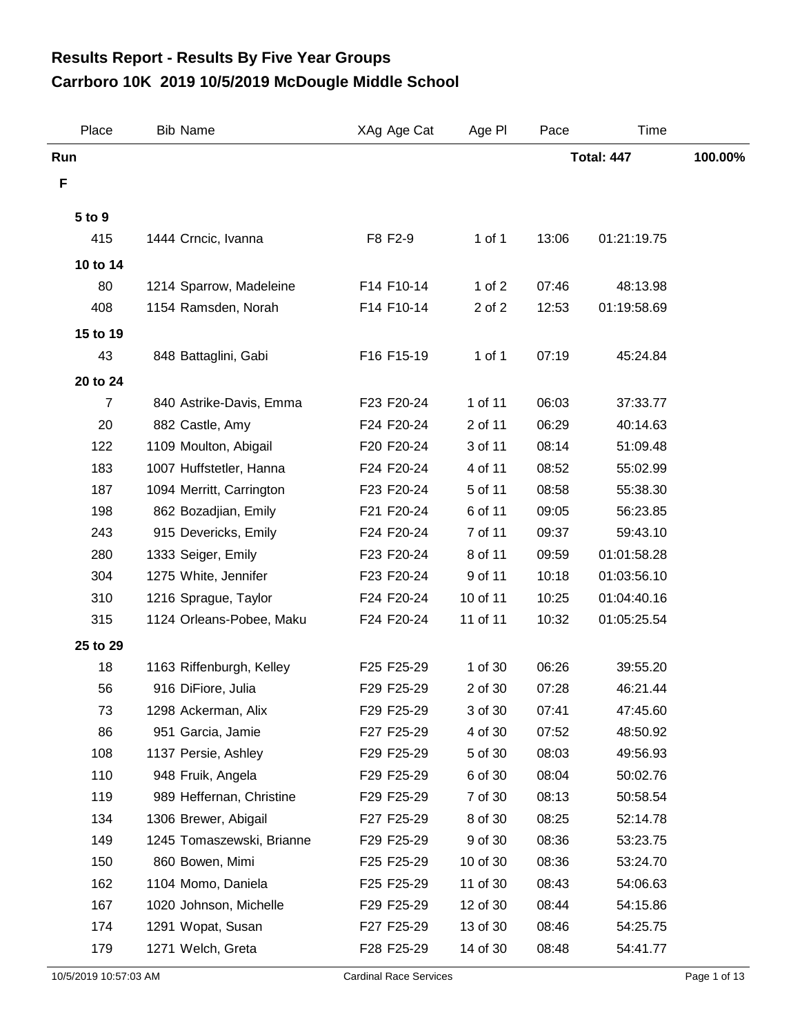# Results Report - Results By Five Year Groups
# Carrboro 10K 2019 10/5/2019 McDougle Middle School

| Place | Bib | Name | XAg | Age Cat | Age Pl | Pace | Time | |
|---|---|---|---|---|---|---|---|---|
| **Run** | | | | | | | **Total: 447** | **100.00%** |
| **F** | | | | | | | | |
| **5 to 9** | | | | | | | | |
| 415 | 1444 | Crncic, Ivanna | F8 | F2-9 | 1 of 1 | 13:06 | 01:21:19.75 | |
| **10 to 14** | | | | | | | | |
| 80 | 1214 | Sparrow, Madeleine | F14 | F10-14 | 1 of 2 | 07:46 | 48:13.98 | |
| 408 | 1154 | Ramsden, Norah | F14 | F10-14 | 2 of 2 | 12:53 | 01:19:58.69 | |
| **15 to 19** | | | | | | | | |
| 43 | 848 | Battaglini, Gabi | F16 | F15-19 | 1 of 1 | 07:19 | 45:24.84 | |
| **20 to 24** | | | | | | | | |
| 7 | 840 | Astrike-Davis, Emma | F23 | F20-24 | 1 of 11 | 06:03 | 37:33.77 | |
| 20 | 882 | Castle, Amy | F24 | F20-24 | 2 of 11 | 06:29 | 40:14.63 | |
| 122 | 1109 | Moulton, Abigail | F20 | F20-24 | 3 of 11 | 08:14 | 51:09.48 | |
| 183 | 1007 | Huffstetler, Hanna | F24 | F20-24 | 4 of 11 | 08:52 | 55:02.99 | |
| 187 | 1094 | Merritt, Carrington | F23 | F20-24 | 5 of 11 | 08:58 | 55:38.30 | |
| 198 | 862 | Bozadjian, Emily | F21 | F20-24 | 6 of 11 | 09:05 | 56:23.85 | |
| 243 | 915 | Devericks, Emily | F24 | F20-24 | 7 of 11 | 09:37 | 59:43.10 | |
| 280 | 1333 | Seiger, Emily | F23 | F20-24 | 8 of 11 | 09:59 | 01:01:58.28 | |
| 304 | 1275 | White, Jennifer | F23 | F20-24 | 9 of 11 | 10:18 | 01:03:56.10 | |
| 310 | 1216 | Sprague, Taylor | F24 | F20-24 | 10 of 11 | 10:25 | 01:04:40.16 | |
| 315 | 1124 | Orleans-Pobee, Maku | F24 | F20-24 | 11 of 11 | 10:32 | 01:05:25.54 | |
| **25 to 29** | | | | | | | | |
| 18 | 1163 | Riffenburgh, Kelley | F25 | F25-29 | 1 of 30 | 06:26 | 39:55.20 | |
| 56 | 916 | DiFiore, Julia | F29 | F25-29 | 2 of 30 | 07:28 | 46:21.44 | |
| 73 | 1298 | Ackerman, Alix | F29 | F25-29 | 3 of 30 | 07:41 | 47:45.60 | |
| 86 | 951 | Garcia, Jamie | F27 | F25-29 | 4 of 30 | 07:52 | 48:50.92 | |
| 108 | 1137 | Persie, Ashley | F29 | F25-29 | 5 of 30 | 08:03 | 49:56.93 | |
| 110 | 948 | Fruik, Angela | F29 | F25-29 | 6 of 30 | 08:04 | 50:02.76 | |
| 119 | 989 | Heffernan, Christine | F29 | F25-29 | 7 of 30 | 08:13 | 50:58.54 | |
| 134 | 1306 | Brewer, Abigail | F27 | F25-29 | 8 of 30 | 08:25 | 52:14.78 | |
| 149 | 1245 | Tomaszewski, Brianne | F29 | F25-29 | 9 of 30 | 08:36 | 53:23.75 | |
| 150 | 860 | Bowen, Mimi | F25 | F25-29 | 10 of 30 | 08:36 | 53:24.70 | |
| 162 | 1104 | Momo, Daniela | F25 | F25-29 | 11 of 30 | 08:43 | 54:06.63 | |
| 167 | 1020 | Johnson, Michelle | F29 | F25-29 | 12 of 30 | 08:44 | 54:15.86 | |
| 174 | 1291 | Wopat, Susan | F27 | F25-29 | 13 of 30 | 08:46 | 54:25.75 | |
| 179 | 1271 | Welch, Greta | F28 | F25-29 | 14 of 30 | 08:48 | 54:41.77 | |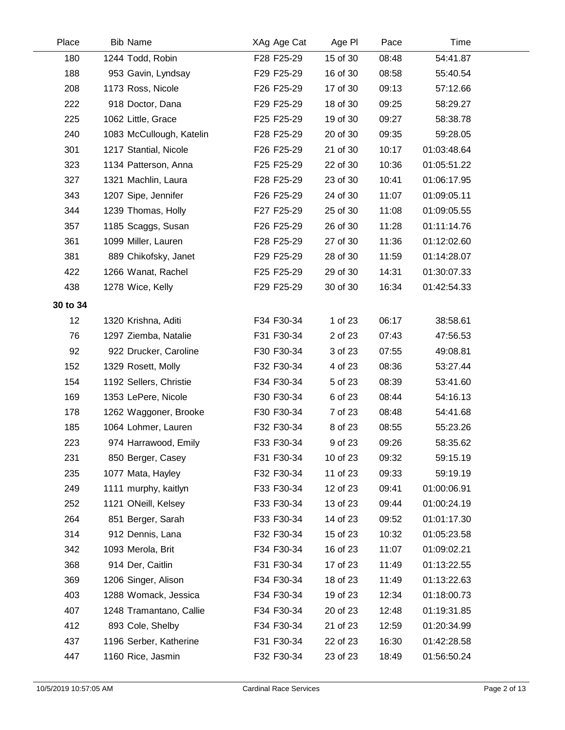| Place | Bib | Name | XAg | Age Cat | Age Pl | Pace | Time |
|---|---|---|---|---|---|---|---|
| 180 | 1244 | Todd, Robin | F28 | F25-29 | 15 of 30 | 08:48 | 54:41.87 |
| 188 | 953 | Gavin, Lyndsay | F29 | F25-29 | 16 of 30 | 08:58 | 55:40.54 |
| 208 | 1173 | Ross, Nicole | F26 | F25-29 | 17 of 30 | 09:13 | 57:12.66 |
| 222 | 918 | Doctor, Dana | F29 | F25-29 | 18 of 30 | 09:25 | 58:29.27 |
| 225 | 1062 | Little, Grace | F25 | F25-29 | 19 of 30 | 09:27 | 58:38.78 |
| 240 | 1083 | McCullough, Katelin | F28 | F25-29 | 20 of 30 | 09:35 | 59:28.05 |
| 301 | 1217 | Stantial, Nicole | F26 | F25-29 | 21 of 30 | 10:17 | 01:03:48.64 |
| 323 | 1134 | Patterson, Anna | F25 | F25-29 | 22 of 30 | 10:36 | 01:05:51.22 |
| 327 | 1321 | Machlin, Laura | F28 | F25-29 | 23 of 30 | 10:41 | 01:06:17.95 |
| 343 | 1207 | Sipe, Jennifer | F26 | F25-29 | 24 of 30 | 11:07 | 01:09:05.11 |
| 344 | 1239 | Thomas, Holly | F27 | F25-29 | 25 of 30 | 11:08 | 01:09:05.55 |
| 357 | 1185 | Scaggs, Susan | F26 | F25-29 | 26 of 30 | 11:28 | 01:11:14.76 |
| 361 | 1099 | Miller, Lauren | F28 | F25-29 | 27 of 30 | 11:36 | 01:12:02.60 |
| 381 | 889 | Chikofsky, Janet | F29 | F25-29 | 28 of 30 | 11:59 | 01:14:28.07 |
| 422 | 1266 | Wanat, Rachel | F25 | F25-29 | 29 of 30 | 14:31 | 01:30:07.33 |
| 438 | 1278 | Wice, Kelly | F29 | F25-29 | 30 of 30 | 16:34 | 01:42:54.33 |
| **30 to 34** | | | | | | | |
| 12 | 1320 | Krishna, Aditi | F34 | F30-34 | 1 of 23 | 06:17 | 38:58.61 |
| 76 | 1297 | Ziemba, Natalie | F31 | F30-34 | 2 of 23 | 07:43 | 47:56.53 |
| 92 | 922 | Drucker, Caroline | F30 | F30-34 | 3 of 23 | 07:55 | 49:08.81 |
| 152 | 1329 | Rosett, Molly | F32 | F30-34 | 4 of 23 | 08:36 | 53:27.44 |
| 154 | 1192 | Sellers, Christie | F34 | F30-34 | 5 of 23 | 08:39 | 53:41.60 |
| 169 | 1353 | LePere, Nicole | F30 | F30-34 | 6 of 23 | 08:44 | 54:16.13 |
| 178 | 1262 | Waggoner, Brooke | F30 | F30-34 | 7 of 23 | 08:48 | 54:41.68 |
| 185 | 1064 | Lohmer, Lauren | F32 | F30-34 | 8 of 23 | 08:55 | 55:23.26 |
| 223 | 974 | Harrawood, Emily | F33 | F30-34 | 9 of 23 | 09:26 | 58:35.62 |
| 231 | 850 | Berger, Casey | F31 | F30-34 | 10 of 23 | 09:32 | 59:15.19 |
| 235 | 1077 | Mata, Hayley | F32 | F30-34 | 11 of 23 | 09:33 | 59:19.19 |
| 249 | 1111 | murphy, kaitlyn | F33 | F30-34 | 12 of 23 | 09:41 | 01:00:06.91 |
| 252 | 1121 | ONeill, Kelsey | F33 | F30-34 | 13 of 23 | 09:44 | 01:00:24.19 |
| 264 | 851 | Berger, Sarah | F33 | F30-34 | 14 of 23 | 09:52 | 01:01:17.30 |
| 314 | 912 | Dennis, Lana | F32 | F30-34 | 15 of 23 | 10:32 | 01:05:23.58 |
| 342 | 1093 | Merola, Brit | F34 | F30-34 | 16 of 23 | 11:07 | 01:09:02.21 |
| 368 | 914 | Der, Caitlin | F31 | F30-34 | 17 of 23 | 11:49 | 01:13:22.55 |
| 369 | 1206 | Singer, Alison | F34 | F30-34 | 18 of 23 | 11:49 | 01:13:22.63 |
| 403 | 1288 | Womack, Jessica | F34 | F30-34 | 19 of 23 | 12:34 | 01:18:00.73 |
| 407 | 1248 | Tramantano, Callie | F34 | F30-34 | 20 of 23 | 12:48 | 01:19:31.85 |
| 412 | 893 | Cole, Shelby | F34 | F30-34 | 21 of 23 | 12:59 | 01:20:34.99 |
| 437 | 1196 | Serber, Katherine | F31 | F30-34 | 22 of 23 | 16:30 | 01:42:28.58 |
| 447 | 1160 | Rice, Jasmin | F32 | F30-34 | 23 of 23 | 18:49 | 01:56:50.24 |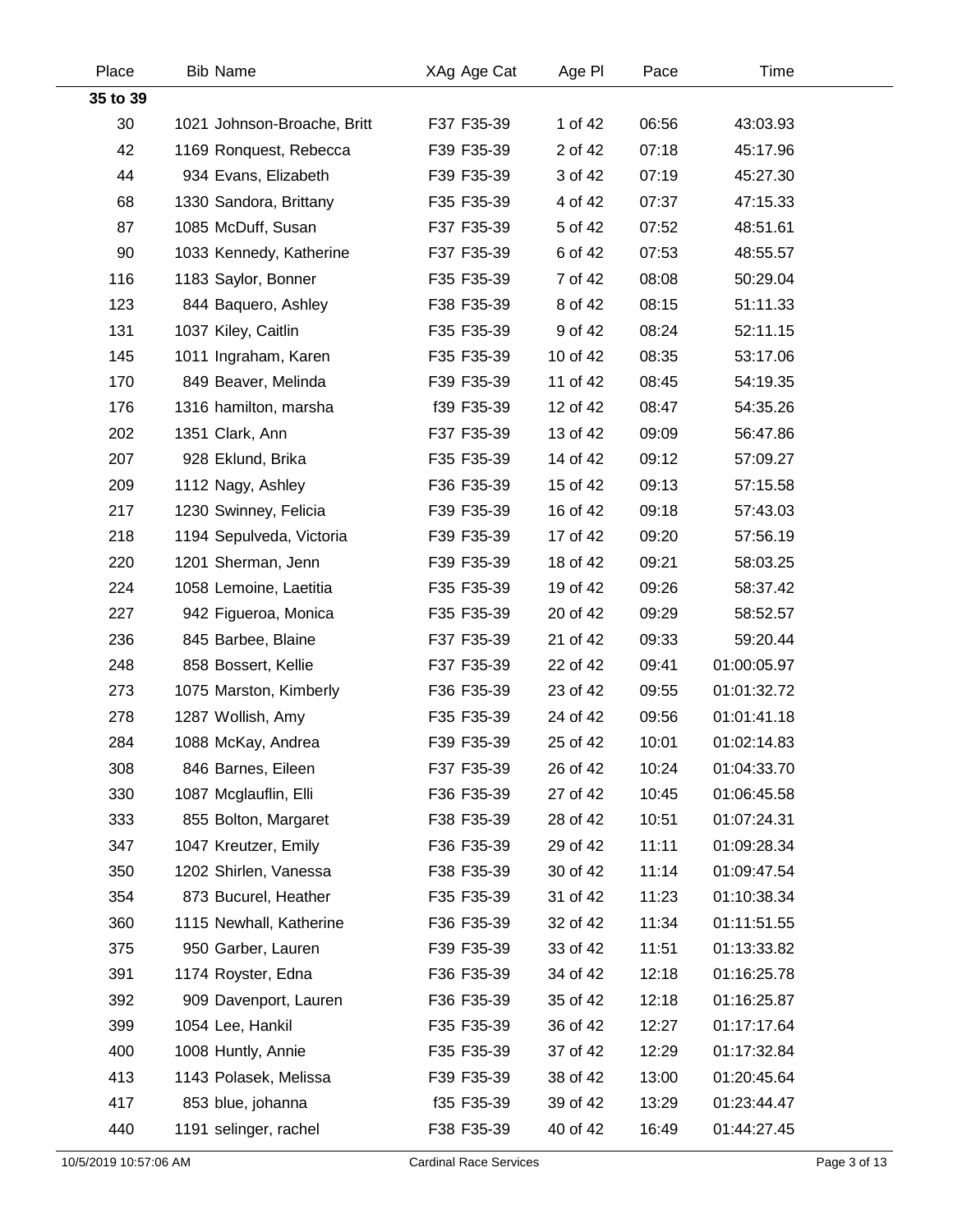| Place | Bib | Name | XAg | Age Cat | Age Pl | Pace | Time |
|---|---|---|---|---|---|---|---|
| **35 to 39** | | | | | | | |
| 30 | 1021 | Johnson-Broache, Britt | F37 | F35-39 | 1 of 42 | 06:56 | 43:03.93 |
| 42 | 1169 | Ronquest, Rebecca | F39 | F35-39 | 2 of 42 | 07:18 | 45:17.96 |
| 44 | 934 | Evans, Elizabeth | F39 | F35-39 | 3 of 42 | 07:19 | 45:27.30 |
| 68 | 1330 | Sandora, Brittany | F35 | F35-39 | 4 of 42 | 07:37 | 47:15.33 |
| 87 | 1085 | McDuff, Susan | F37 | F35-39 | 5 of 42 | 07:52 | 48:51.61 |
| 90 | 1033 | Kennedy, Katherine | F37 | F35-39 | 6 of 42 | 07:53 | 48:55.57 |
| 116 | 1183 | Saylor, Bonner | F35 | F35-39 | 7 of 42 | 08:08 | 50:29.04 |
| 123 | 844 | Baquero, Ashley | F38 | F35-39 | 8 of 42 | 08:15 | 51:11.33 |
| 131 | 1037 | Kiley, Caitlin | F35 | F35-39 | 9 of 42 | 08:24 | 52:11.15 |
| 145 | 1011 | Ingraham, Karen | F35 | F35-39 | 10 of 42 | 08:35 | 53:17.06 |
| 170 | 849 | Beaver, Melinda | F39 | F35-39 | 11 of 42 | 08:45 | 54:19.35 |
| 176 | 1316 | hamilton, marsha | f39 | F35-39 | 12 of 42 | 08:47 | 54:35.26 |
| 202 | 1351 | Clark, Ann | F37 | F35-39 | 13 of 42 | 09:09 | 56:47.86 |
| 207 | 928 | Eklund, Brika | F35 | F35-39 | 14 of 42 | 09:12 | 57:09.27 |
| 209 | 1112 | Nagy, Ashley | F36 | F35-39 | 15 of 42 | 09:13 | 57:15.58 |
| 217 | 1230 | Swinney, Felicia | F39 | F35-39 | 16 of 42 | 09:18 | 57:43.03 |
| 218 | 1194 | Sepulveda, Victoria | F39 | F35-39 | 17 of 42 | 09:20 | 57:56.19 |
| 220 | 1201 | Sherman, Jenn | F39 | F35-39 | 18 of 42 | 09:21 | 58:03.25 |
| 224 | 1058 | Lemoine, Laetitia | F35 | F35-39 | 19 of 42 | 09:26 | 58:37.42 |
| 227 | 942 | Figueroa, Monica | F35 | F35-39 | 20 of 42 | 09:29 | 58:52.57 |
| 236 | 845 | Barbee, Blaine | F37 | F35-39 | 21 of 42 | 09:33 | 59:20.44 |
| 248 | 858 | Bossert, Kellie | F37 | F35-39 | 22 of 42 | 09:41 | 01:00:05.97 |
| 273 | 1075 | Marston, Kimberly | F36 | F35-39 | 23 of 42 | 09:55 | 01:01:32.72 |
| 278 | 1287 | Wollish, Amy | F35 | F35-39 | 24 of 42 | 09:56 | 01:01:41.18 |
| 284 | 1088 | McKay, Andrea | F39 | F35-39 | 25 of 42 | 10:01 | 01:02:14.83 |
| 308 | 846 | Barnes, Eileen | F37 | F35-39 | 26 of 42 | 10:24 | 01:04:33.70 |
| 330 | 1087 | Mcglauflin, Elli | F36 | F35-39 | 27 of 42 | 10:45 | 01:06:45.58 |
| 333 | 855 | Bolton, Margaret | F38 | F35-39 | 28 of 42 | 10:51 | 01:07:24.31 |
| 347 | 1047 | Kreutzer, Emily | F36 | F35-39 | 29 of 42 | 11:11 | 01:09:28.34 |
| 350 | 1202 | Shirlen, Vanessa | F38 | F35-39 | 30 of 42 | 11:14 | 01:09:47.54 |
| 354 | 873 | Bucurel, Heather | F35 | F35-39 | 31 of 42 | 11:23 | 01:10:38.34 |
| 360 | 1115 | Newhall, Katherine | F36 | F35-39 | 32 of 42 | 11:34 | 01:11:51.55 |
| 375 | 950 | Garber, Lauren | F39 | F35-39 | 33 of 42 | 11:51 | 01:13:33.82 |
| 391 | 1174 | Royster, Edna | F36 | F35-39 | 34 of 42 | 12:18 | 01:16:25.78 |
| 392 | 909 | Davenport, Lauren | F36 | F35-39 | 35 of 42 | 12:18 | 01:16:25.87 |
| 399 | 1054 | Lee, Hankil | F35 | F35-39 | 36 of 42 | 12:27 | 01:17:17.64 |
| 400 | 1008 | Huntly, Annie | F35 | F35-39 | 37 of 42 | 12:29 | 01:17:32.84 |
| 413 | 1143 | Polasek, Melissa | F39 | F35-39 | 38 of 42 | 13:00 | 01:20:45.64 |
| 417 | 853 | blue, johanna | f35 | F35-39 | 39 of 42 | 13:29 | 01:23:44.47 |
| 440 | 1191 | selinger, rachel | F38 | F35-39 | 40 of 42 | 16:49 | 01:44:27.45 |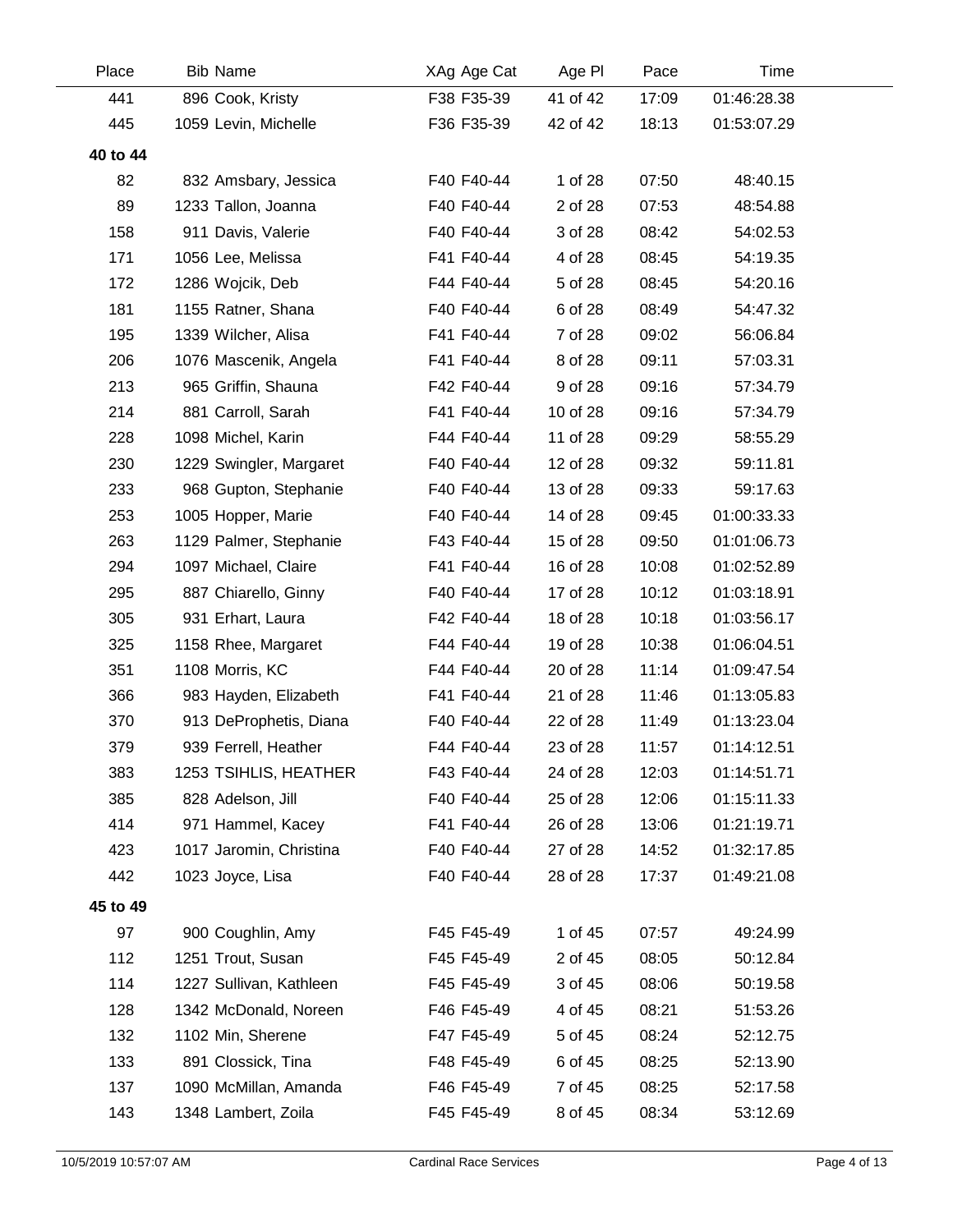| Place | Bib | Name | XAg | Age Cat | Age Pl | Pace | Time |
|---|---|---|---|---|---|---|---|
| 441 | 896 | Cook, Kristy | F38 | F35-39 | 41 of 42 | 17:09 | 01:46:28.38 |
| 445 | 1059 | Levin, Michelle | F36 | F35-39 | 42 of 42 | 18:13 | 01:53:07.29 |
| **40 to 44** | | | | | | | |
| 82 | 832 | Amsbary, Jessica | F40 | F40-44 | 1 of 28 | 07:50 | 48:40.15 |
| 89 | 1233 | Tallon, Joanna | F40 | F40-44 | 2 of 28 | 07:53 | 48:54.88 |
| 158 | 911 | Davis, Valerie | F40 | F40-44 | 3 of 28 | 08:42 | 54:02.53 |
| 171 | 1056 | Lee, Melissa | F41 | F40-44 | 4 of 28 | 08:45 | 54:19.35 |
| 172 | 1286 | Wojcik, Deb | F44 | F40-44 | 5 of 28 | 08:45 | 54:20.16 |
| 181 | 1155 | Ratner, Shana | F40 | F40-44 | 6 of 28 | 08:49 | 54:47.32 |
| 195 | 1339 | Wilcher, Alisa | F41 | F40-44 | 7 of 28 | 09:02 | 56:06.84 |
| 206 | 1076 | Mascenik, Angela | F41 | F40-44 | 8 of 28 | 09:11 | 57:03.31 |
| 213 | 965 | Griffin, Shauna | F42 | F40-44 | 9 of 28 | 09:16 | 57:34.79 |
| 214 | 881 | Carroll, Sarah | F41 | F40-44 | 10 of 28 | 09:16 | 57:34.79 |
| 228 | 1098 | Michel, Karin | F44 | F40-44 | 11 of 28 | 09:29 | 58:55.29 |
| 230 | 1229 | Swingler, Margaret | F40 | F40-44 | 12 of 28 | 09:32 | 59:11.81 |
| 233 | 968 | Gupton, Stephanie | F40 | F40-44 | 13 of 28 | 09:33 | 59:17.63 |
| 253 | 1005 | Hopper, Marie | F40 | F40-44 | 14 of 28 | 09:45 | 01:00:33.33 |
| 263 | 1129 | Palmer, Stephanie | F43 | F40-44 | 15 of 28 | 09:50 | 01:01:06.73 |
| 294 | 1097 | Michael, Claire | F41 | F40-44 | 16 of 28 | 10:08 | 01:02:52.89 |
| 295 | 887 | Chiarello, Ginny | F40 | F40-44 | 17 of 28 | 10:12 | 01:03:18.91 |
| 305 | 931 | Erhart, Laura | F42 | F40-44 | 18 of 28 | 10:18 | 01:03:56.17 |
| 325 | 1158 | Rhee, Margaret | F44 | F40-44 | 19 of 28 | 10:38 | 01:06:04.51 |
| 351 | 1108 | Morris, KC | F44 | F40-44 | 20 of 28 | 11:14 | 01:09:47.54 |
| 366 | 983 | Hayden, Elizabeth | F41 | F40-44 | 21 of 28 | 11:46 | 01:13:05.83 |
| 370 | 913 | DeProphetis, Diana | F40 | F40-44 | 22 of 28 | 11:49 | 01:13:23.04 |
| 379 | 939 | Ferrell, Heather | F44 | F40-44 | 23 of 28 | 11:57 | 01:14:12.51 |
| 383 | 1253 | TSIHLIS, HEATHER | F43 | F40-44 | 24 of 28 | 12:03 | 01:14:51.71 |
| 385 | 828 | Adelson, Jill | F40 | F40-44 | 25 of 28 | 12:06 | 01:15:11.33 |
| 414 | 971 | Hammel, Kacey | F41 | F40-44 | 26 of 28 | 13:06 | 01:21:19.71 |
| 423 | 1017 | Jaromin, Christina | F40 | F40-44 | 27 of 28 | 14:52 | 01:32:17.85 |
| 442 | 1023 | Joyce, Lisa | F40 | F40-44 | 28 of 28 | 17:37 | 01:49:21.08 |
| **45 to 49** | | | | | | | |
| 97 | 900 | Coughlin, Amy | F45 | F45-49 | 1 of 45 | 07:57 | 49:24.99 |
| 112 | 1251 | Trout, Susan | F45 | F45-49 | 2 of 45 | 08:05 | 50:12.84 |
| 114 | 1227 | Sullivan, Kathleen | F45 | F45-49 | 3 of 45 | 08:06 | 50:19.58 |
| 128 | 1342 | McDonald, Noreen | F46 | F45-49 | 4 of 45 | 08:21 | 51:53.26 |
| 132 | 1102 | Min, Sherene | F47 | F45-49 | 5 of 45 | 08:24 | 52:12.75 |
| 133 | 891 | Clossick, Tina | F48 | F45-49 | 6 of 45 | 08:25 | 52:13.90 |
| 137 | 1090 | McMillan, Amanda | F46 | F45-49 | 7 of 45 | 08:25 | 52:17.58 |
| 143 | 1348 | Lambert, Zoila | F45 | F45-49 | 8 of 45 | 08:34 | 53:12.69 |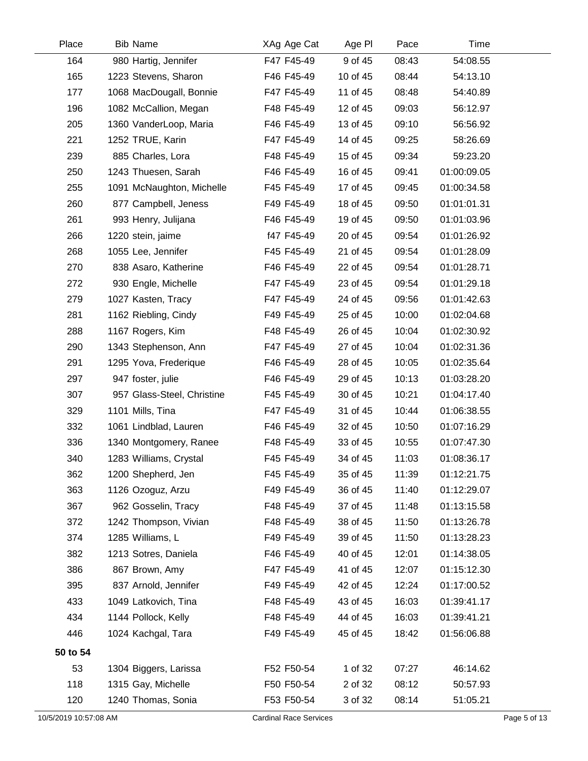| Place | Bib | Name | XAg | Age Cat | Age Pl | Pace | Time |
|---|---|---|---|---|---|---|---|
| 164 | 980 | Hartig, Jennifer | F47 | F45-49 | 9 of 45 | 08:43 | 54:08.55 |
| 165 | 1223 | Stevens, Sharon | F46 | F45-49 | 10 of 45 | 08:44 | 54:13.10 |
| 177 | 1068 | MacDougall, Bonnie | F47 | F45-49 | 11 of 45 | 08:48 | 54:40.89 |
| 196 | 1082 | McCallion, Megan | F48 | F45-49 | 12 of 45 | 09:03 | 56:12.97 |
| 205 | 1360 | VanderLoop, Maria | F46 | F45-49 | 13 of 45 | 09:10 | 56:56.92 |
| 221 | 1252 | TRUE, Karin | F47 | F45-49 | 14 of 45 | 09:25 | 58:26.69 |
| 239 | 885 | Charles, Lora | F48 | F45-49 | 15 of 45 | 09:34 | 59:23.20 |
| 250 | 1243 | Thuesen, Sarah | F46 | F45-49 | 16 of 45 | 09:41 | 01:00:09.05 |
| 255 | 1091 | McNaughton, Michelle | F45 | F45-49 | 17 of 45 | 09:45 | 01:00:34.58 |
| 260 | 877 | Campbell, Jeness | F49 | F45-49 | 18 of 45 | 09:50 | 01:01:01.31 |
| 261 | 993 | Henry, Julijana | F46 | F45-49 | 19 of 45 | 09:50 | 01:01:03.96 |
| 266 | 1220 | stein, jaime | f47 | F45-49 | 20 of 45 | 09:54 | 01:01:26.92 |
| 268 | 1055 | Lee, Jennifer | F45 | F45-49 | 21 of 45 | 09:54 | 01:01:28.09 |
| 270 | 838 | Asaro, Katherine | F46 | F45-49 | 22 of 45 | 09:54 | 01:01:28.71 |
| 272 | 930 | Engle, Michelle | F47 | F45-49 | 23 of 45 | 09:54 | 01:01:29.18 |
| 279 | 1027 | Kasten, Tracy | F47 | F45-49 | 24 of 45 | 09:56 | 01:01:42.63 |
| 281 | 1162 | Riebling, Cindy | F49 | F45-49 | 25 of 45 | 10:00 | 01:02:04.68 |
| 288 | 1167 | Rogers, Kim | F48 | F45-49 | 26 of 45 | 10:04 | 01:02:30.92 |
| 290 | 1343 | Stephenson, Ann | F47 | F45-49 | 27 of 45 | 10:04 | 01:02:31.36 |
| 291 | 1295 | Yova, Frederique | F46 | F45-49 | 28 of 45 | 10:05 | 01:02:35.64 |
| 297 | 947 | foster, julie | F46 | F45-49 | 29 of 45 | 10:13 | 01:03:28.20 |
| 307 | 957 | Glass-Steel, Christine | F45 | F45-49 | 30 of 45 | 10:21 | 01:04:17.40 |
| 329 | 1101 | Mills, Tina | F47 | F45-49 | 31 of 45 | 10:44 | 01:06:38.55 |
| 332 | 1061 | Lindblad, Lauren | F46 | F45-49 | 32 of 45 | 10:50 | 01:07:16.29 |
| 336 | 1340 | Montgomery, Ranee | F48 | F45-49 | 33 of 45 | 10:55 | 01:07:47.30 |
| 340 | 1283 | Williams, Crystal | F45 | F45-49 | 34 of 45 | 11:03 | 01:08:36.17 |
| 362 | 1200 | Shepherd, Jen | F45 | F45-49 | 35 of 45 | 11:39 | 01:12:21.75 |
| 363 | 1126 | Ozoguz, Arzu | F49 | F45-49 | 36 of 45 | 11:40 | 01:12:29.07 |
| 367 | 962 | Gosselin, Tracy | F48 | F45-49 | 37 of 45 | 11:48 | 01:13:15.58 |
| 372 | 1242 | Thompson, Vivian | F48 | F45-49 | 38 of 45 | 11:50 | 01:13:26.78 |
| 374 | 1285 | Williams, L | F49 | F45-49 | 39 of 45 | 11:50 | 01:13:28.23 |
| 382 | 1213 | Sotres, Daniela | F46 | F45-49 | 40 of 45 | 12:01 | 01:14:38.05 |
| 386 | 867 | Brown, Amy | F47 | F45-49 | 41 of 45 | 12:07 | 01:15:12.30 |
| 395 | 837 | Arnold, Jennifer | F49 | F45-49 | 42 of 45 | 12:24 | 01:17:00.52 |
| 433 | 1049 | Latkovich, Tina | F48 | F45-49 | 43 of 45 | 16:03 | 01:39:41.17 |
| 434 | 1144 | Pollock, Kelly | F48 | F45-49 | 44 of 45 | 16:03 | 01:39:41.21 |
| 446 | 1024 | Kachgal, Tara | F49 | F45-49 | 45 of 45 | 18:42 | 01:56:06.88 |
| **50 to 54** | | | | | | | |
| 53 | 1304 | Biggers, Larissa | F52 | F50-54 | 1 of 32 | 07:27 | 46:14.62 |
| 118 | 1315 | Gay, Michelle | F50 | F50-54 | 2 of 32 | 08:12 | 50:57.93 |
| 120 | 1240 | Thomas, Sonia | F53 | F50-54 | 3 of 32 | 08:14 | 51:05.21 |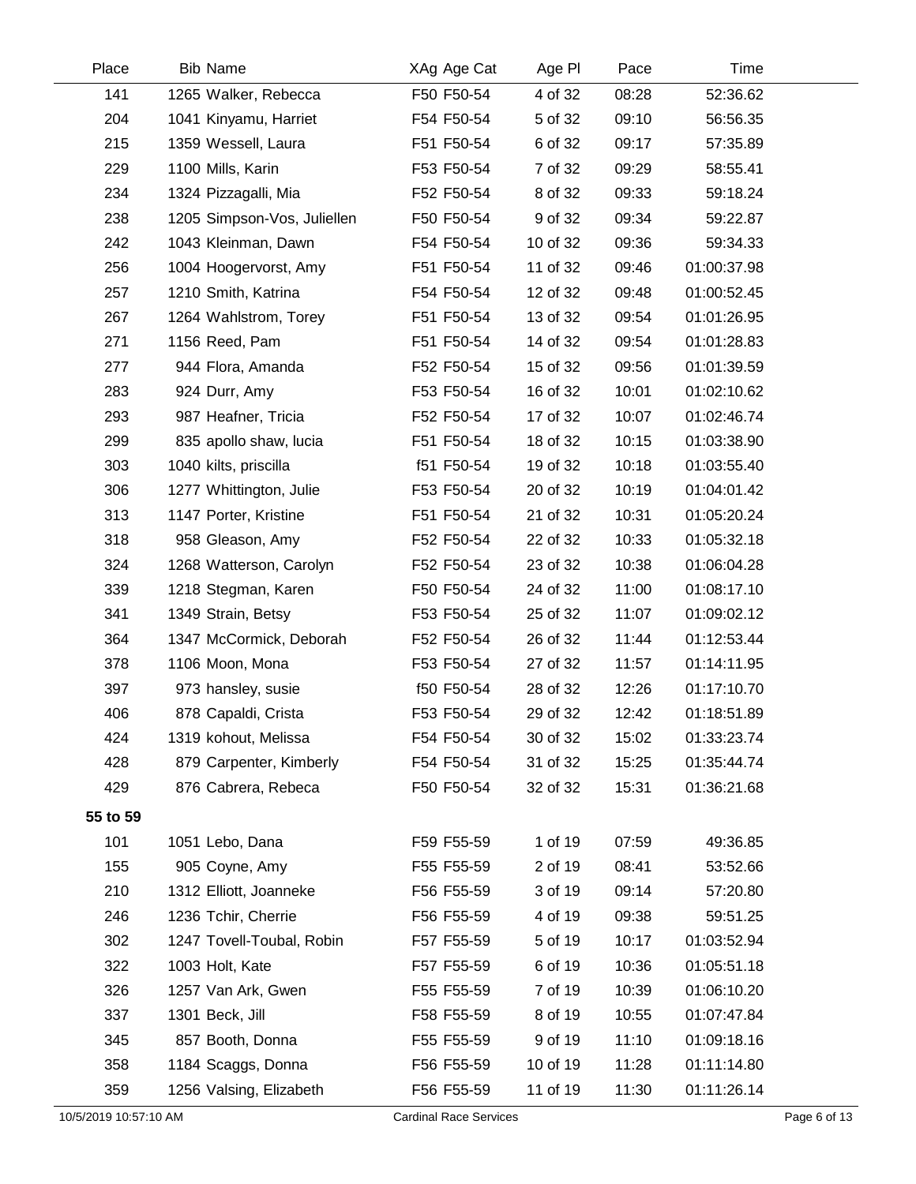| Place | Bib | Name | XAg | Age Cat | Age Pl | Pace | Time |
|---|---|---|---|---|---|---|---|
| 141 | 1265 | Walker, Rebecca | F50 | F50-54 | 4 of 32 | 08:28 | 52:36.62 |
| 204 | 1041 | Kinyamu, Harriet | F54 | F50-54 | 5 of 32 | 09:10 | 56:56.35 |
| 215 | 1359 | Wessell, Laura | F51 | F50-54 | 6 of 32 | 09:17 | 57:35.89 |
| 229 | 1100 | Mills, Karin | F53 | F50-54 | 7 of 32 | 09:29 | 58:55.41 |
| 234 | 1324 | Pizzagalli, Mia | F52 | F50-54 | 8 of 32 | 09:33 | 59:18.24 |
| 238 | 1205 | Simpson-Vos, Juliellen | F50 | F50-54 | 9 of 32 | 09:34 | 59:22.87 |
| 242 | 1043 | Kleinman, Dawn | F54 | F50-54 | 10 of 32 | 09:36 | 59:34.33 |
| 256 | 1004 | Hoogervorst, Amy | F51 | F50-54 | 11 of 32 | 09:46 | 01:00:37.98 |
| 257 | 1210 | Smith, Katrina | F54 | F50-54 | 12 of 32 | 09:48 | 01:00:52.45 |
| 267 | 1264 | Wahlstrom, Torey | F51 | F50-54 | 13 of 32 | 09:54 | 01:01:26.95 |
| 271 | 1156 | Reed, Pam | F51 | F50-54 | 14 of 32 | 09:54 | 01:01:28.83 |
| 277 | 944 | Flora, Amanda | F52 | F50-54 | 15 of 32 | 09:56 | 01:01:39.59 |
| 283 | 924 | Durr, Amy | F53 | F50-54 | 16 of 32 | 10:01 | 01:02:10.62 |
| 293 | 987 | Heafner, Tricia | F52 | F50-54 | 17 of 32 | 10:07 | 01:02:46.74 |
| 299 | 835 | apollo shaw, lucia | F51 | F50-54 | 18 of 32 | 10:15 | 01:03:38.90 |
| 303 | 1040 | kilts, priscilla | f51 | F50-54 | 19 of 32 | 10:18 | 01:03:55.40 |
| 306 | 1277 | Whittington, Julie | F53 | F50-54 | 20 of 32 | 10:19 | 01:04:01.42 |
| 313 | 1147 | Porter, Kristine | F51 | F50-54 | 21 of 32 | 10:31 | 01:05:20.24 |
| 318 | 958 | Gleason, Amy | F52 | F50-54 | 22 of 32 | 10:33 | 01:05:32.18 |
| 324 | 1268 | Watterson, Carolyn | F52 | F50-54 | 23 of 32 | 10:38 | 01:06:04.28 |
| 339 | 1218 | Stegman, Karen | F50 | F50-54 | 24 of 32 | 11:00 | 01:08:17.10 |
| 341 | 1349 | Strain, Betsy | F53 | F50-54 | 25 of 32 | 11:07 | 01:09:02.12 |
| 364 | 1347 | McCormick, Deborah | F52 | F50-54 | 26 of 32 | 11:44 | 01:12:53.44 |
| 378 | 1106 | Moon, Mona | F53 | F50-54 | 27 of 32 | 11:57 | 01:14:11.95 |
| 397 | 973 | hansley, susie | f50 | F50-54 | 28 of 32 | 12:26 | 01:17:10.70 |
| 406 | 878 | Capaldi, Crista | F53 | F50-54 | 29 of 32 | 12:42 | 01:18:51.89 |
| 424 | 1319 | kohout, Melissa | F54 | F50-54 | 30 of 32 | 15:02 | 01:33:23.74 |
| 428 | 879 | Carpenter, Kimberly | F54 | F50-54 | 31 of 32 | 15:25 | 01:35:44.74 |
| 429 | 876 | Cabrera, Rebeca | F50 | F50-54 | 32 of 32 | 15:31 | 01:36:21.68 |
| **55 to 59** | | | | | | | |
| 101 | 1051 | Lebo, Dana | F59 | F55-59 | 1 of 19 | 07:59 | 49:36.85 |
| 155 | 905 | Coyne, Amy | F55 | F55-59 | 2 of 19 | 08:41 | 53:52.66 |
| 210 | 1312 | Elliott, Joanneke | F56 | F55-59 | 3 of 19 | 09:14 | 57:20.80 |
| 246 | 1236 | Tchir, Cherrie | F56 | F55-59 | 4 of 19 | 09:38 | 59:51.25 |
| 302 | 1247 | Tovell-Toubal, Robin | F57 | F55-59 | 5 of 19 | 10:17 | 01:03:52.94 |
| 322 | 1003 | Holt, Kate | F57 | F55-59 | 6 of 19 | 10:36 | 01:05:51.18 |
| 326 | 1257 | Van Ark, Gwen | F55 | F55-59 | 7 of 19 | 10:39 | 01:06:10.20 |
| 337 | 1301 | Beck, Jill | F58 | F55-59 | 8 of 19 | 10:55 | 01:07:47.84 |
| 345 | 857 | Booth, Donna | F55 | F55-59 | 9 of 19 | 11:10 | 01:09:18.16 |
| 358 | 1184 | Scaggs, Donna | F56 | F55-59 | 10 of 19 | 11:28 | 01:11:14.80 |
| 359 | 1256 | Valsing, Elizabeth | F56 | F55-59 | 11 of 19 | 11:30 | 01:11:26.14 |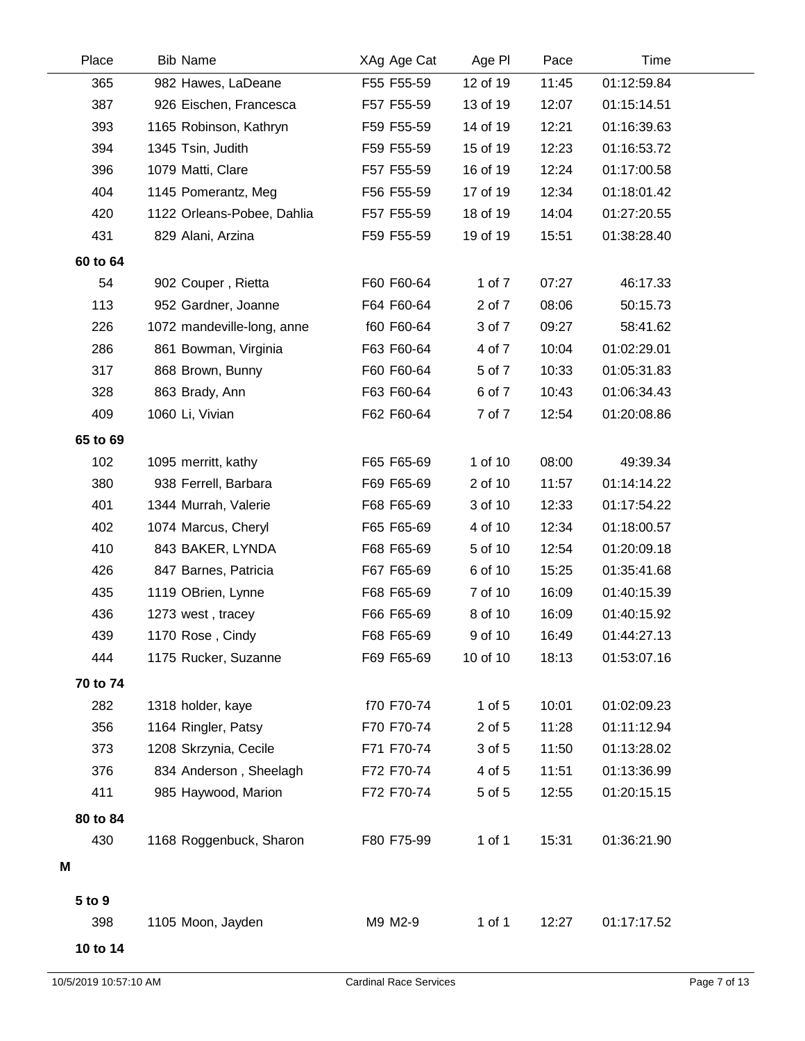| Place | Bib | Name | XAg | Age Cat | Age Pl | Pace | Time |
|---|---|---|---|---|---|---|---|
| 365 | 982 | Hawes, LaDeane | F55 | F55-59 | 12 of 19 | 11:45 | 01:12:59.84 |
| 387 | 926 | Eischen, Francesca | F57 | F55-59 | 13 of 19 | 12:07 | 01:15:14.51 |
| 393 | 1165 | Robinson, Kathryn | F59 | F55-59 | 14 of 19 | 12:21 | 01:16:39.63 |
| 394 | 1345 | Tsin, Judith | F59 | F55-59 | 15 of 19 | 12:23 | 01:16:53.72 |
| 396 | 1079 | Matti, Clare | F57 | F55-59 | 16 of 19 | 12:24 | 01:17:00.58 |
| 404 | 1145 | Pomerantz, Meg | F56 | F55-59 | 17 of 19 | 12:34 | 01:18:01.42 |
| 420 | 1122 | Orleans-Pobee, Dahlia | F57 | F55-59 | 18 of 19 | 14:04 | 01:27:20.55 |
| 431 | 829 | Alani, Arzina | F59 | F55-59 | 19 of 19 | 15:51 | 01:38:28.40 |
| **60 to 64** | | | | | | | |
| 54 | 902 | Couper , Rietta | F60 | F60-64 | 1 of 7 | 07:27 | 46:17.33 |
| 113 | 952 | Gardner, Joanne | F64 | F60-64 | 2 of 7 | 08:06 | 50:15.73 |
| 226 | 1072 | mandeville-long, anne | f60 | F60-64 | 3 of 7 | 09:27 | 58:41.62 |
| 286 | 861 | Bowman, Virginia | F63 | F60-64 | 4 of 7 | 10:04 | 01:02:29.01 |
| 317 | 868 | Brown, Bunny | F60 | F60-64 | 5 of 7 | 10:33 | 01:05:31.83 |
| 328 | 863 | Brady, Ann | F63 | F60-64 | 6 of 7 | 10:43 | 01:06:34.43 |
| 409 | 1060 | Li, Vivian | F62 | F60-64 | 7 of 7 | 12:54 | 01:20:08.86 |
| **65 to 69** | | | | | | | |
| 102 | 1095 | merritt, kathy | F65 | F65-69 | 1 of 10 | 08:00 | 49:39.34 |
| 380 | 938 | Ferrell, Barbara | F69 | F65-69 | 2 of 10 | 11:57 | 01:14:14.22 |
| 401 | 1344 | Murrah, Valerie | F68 | F65-69 | 3 of 10 | 12:33 | 01:17:54.22 |
| 402 | 1074 | Marcus, Cheryl | F65 | F65-69 | 4 of 10 | 12:34 | 01:18:00.57 |
| 410 | 843 | BAKER, LYNDA | F68 | F65-69 | 5 of 10 | 12:54 | 01:20:09.18 |
| 426 | 847 | Barnes, Patricia | F67 | F65-69 | 6 of 10 | 15:25 | 01:35:41.68 |
| 435 | 1119 | OBrien, Lynne | F68 | F65-69 | 7 of 10 | 16:09 | 01:40:15.39 |
| 436 | 1273 | west , tracey | F66 | F65-69 | 8 of 10 | 16:09 | 01:40:15.92 |
| 439 | 1170 | Rose , Cindy | F68 | F65-69 | 9 of 10 | 16:49 | 01:44:27.13 |
| 444 | 1175 | Rucker, Suzanne | F69 | F65-69 | 10 of 10 | 18:13 | 01:53:07.16 |
| **70 to 74** | | | | | | | |
| 282 | 1318 | holder, kaye | f70 | F70-74 | 1 of 5 | 10:01 | 01:02:09.23 |
| 356 | 1164 | Ringler, Patsy | F70 | F70-74 | 2 of 5 | 11:28 | 01:11:12.94 |
| 373 | 1208 | Skrzynia, Cecile | F71 | F70-74 | 3 of 5 | 11:50 | 01:13:28.02 |
| 376 | 834 | Anderson , Sheelagh | F72 | F70-74 | 4 of 5 | 11:51 | 01:13:36.99 |
| 411 | 985 | Haywood, Marion | F72 | F70-74 | 5 of 5 | 12:55 | 01:20:15.15 |
| **80 to 84** | | | | | | | |
| 430 | 1168 | Roggenbuck, Sharon | F80 | F75-99 | 1 of 1 | 15:31 | 01:36:21.90 |

**M**

| Place | Bib | Name | XAg | Age Cat | Age Pl | Pace | Time |
|---|---|---|---|---|---|---|---|
| **5 to 9** | | | | | | | |
| 398 | 1105 | Moon, Jayden | M9 | M2-9 | 1 of 1 | 12:27 | 01:17:17.52 |
| **10 to 14** | | | | | | | |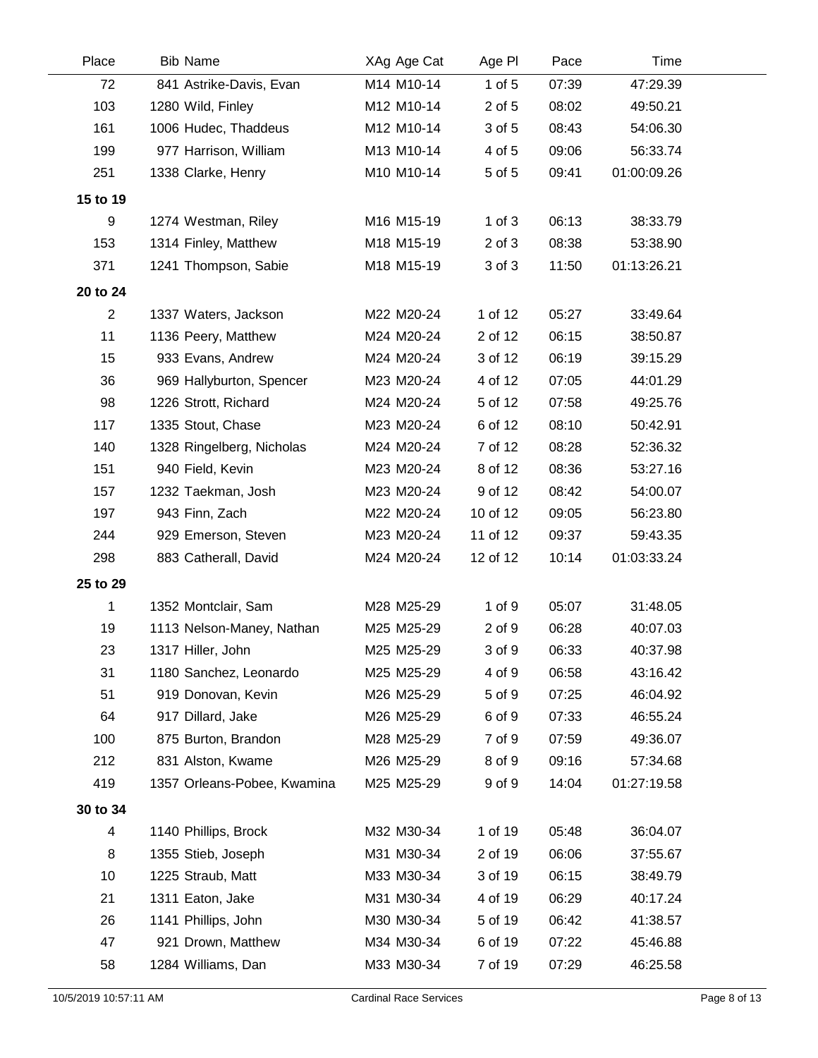| Place | Bib | Name | XAg | Age Cat | Age Pl | Pace | Time |
|---|---|---|---|---|---|---|---|
| 72 | 841 | Astrike-Davis, Evan | M14 | M10-14 | 1 of 5 | 07:39 | 47:29.39 |
| 103 | 1280 | Wild, Finley | M12 | M10-14 | 2 of 5 | 08:02 | 49:50.21 |
| 161 | 1006 | Hudec, Thaddeus | M12 | M10-14 | 3 of 5 | 08:43 | 54:06.30 |
| 199 | 977 | Harrison, William | M13 | M10-14 | 4 of 5 | 09:06 | 56:33.74 |
| 251 | 1338 | Clarke, Henry | M10 | M10-14 | 5 of 5 | 09:41 | 01:00:09.26 |
| **15 to 19** | | | | | | | |
| 9 | 1274 | Westman, Riley | M16 | M15-19 | 1 of 3 | 06:13 | 38:33.79 |
| 153 | 1314 | Finley, Matthew | M18 | M15-19 | 2 of 3 | 08:38 | 53:38.90 |
| 371 | 1241 | Thompson, Sabie | M18 | M15-19 | 3 of 3 | 11:50 | 01:13:26.21 |
| **20 to 24** | | | | | | | |
| 2 | 1337 | Waters, Jackson | M22 | M20-24 | 1 of 12 | 05:27 | 33:49.64 |
| 11 | 1136 | Peery, Matthew | M24 | M20-24 | 2 of 12 | 06:15 | 38:50.87 |
| 15 | 933 | Evans, Andrew | M24 | M20-24 | 3 of 12 | 06:19 | 39:15.29 |
| 36 | 969 | Hallyburton, Spencer | M23 | M20-24 | 4 of 12 | 07:05 | 44:01.29 |
| 98 | 1226 | Strott, Richard | M24 | M20-24 | 5 of 12 | 07:58 | 49:25.76 |
| 117 | 1335 | Stout, Chase | M23 | M20-24 | 6 of 12 | 08:10 | 50:42.91 |
| 140 | 1328 | Ringelberg, Nicholas | M24 | M20-24 | 7 of 12 | 08:28 | 52:36.32 |
| 151 | 940 | Field, Kevin | M23 | M20-24 | 8 of 12 | 08:36 | 53:27.16 |
| 157 | 1232 | Taekman, Josh | M23 | M20-24 | 9 of 12 | 08:42 | 54:00.07 |
| 197 | 943 | Finn, Zach | M22 | M20-24 | 10 of 12 | 09:05 | 56:23.80 |
| 244 | 929 | Emerson, Steven | M23 | M20-24 | 11 of 12 | 09:37 | 59:43.35 |
| 298 | 883 | Catherall, David | M24 | M20-24 | 12 of 12 | 10:14 | 01:03:33.24 |
| **25 to 29** | | | | | | | |
| 1 | 1352 | Montclair, Sam | M28 | M25-29 | 1 of 9 | 05:07 | 31:48.05 |
| 19 | 1113 | Nelson-Maney, Nathan | M25 | M25-29 | 2 of 9 | 06:28 | 40:07.03 |
| 23 | 1317 | Hiller, John | M25 | M25-29 | 3 of 9 | 06:33 | 40:37.98 |
| 31 | 1180 | Sanchez, Leonardo | M25 | M25-29 | 4 of 9 | 06:58 | 43:16.42 |
| 51 | 919 | Donovan, Kevin | M26 | M25-29 | 5 of 9 | 07:25 | 46:04.92 |
| 64 | 917 | Dillard, Jake | M26 | M25-29 | 6 of 9 | 07:33 | 46:55.24 |
| 100 | 875 | Burton, Brandon | M28 | M25-29 | 7 of 9 | 07:59 | 49:36.07 |
| 212 | 831 | Alston, Kwame | M26 | M25-29 | 8 of 9 | 09:16 | 57:34.68 |
| 419 | 1357 | Orleans-Pobee, Kwamina | M25 | M25-29 | 9 of 9 | 14:04 | 01:27:19.58 |
| **30 to 34** | | | | | | | |
| 4 | 1140 | Phillips, Brock | M32 | M30-34 | 1 of 19 | 05:48 | 36:04.07 |
| 8 | 1355 | Stieb, Joseph | M31 | M30-34 | 2 of 19 | 06:06 | 37:55.67 |
| 10 | 1225 | Straub, Matt | M33 | M30-34 | 3 of 19 | 06:15 | 38:49.79 |
| 21 | 1311 | Eaton, Jake | M31 | M30-34 | 4 of 19 | 06:29 | 40:17.24 |
| 26 | 1141 | Phillips, John | M30 | M30-34 | 5 of 19 | 06:42 | 41:38.57 |
| 47 | 921 | Drown, Matthew | M34 | M30-34 | 6 of 19 | 07:22 | 45:46.88 |
| 58 | 1284 | Williams, Dan | M33 | M30-34 | 7 of 19 | 07:29 | 46:25.58 |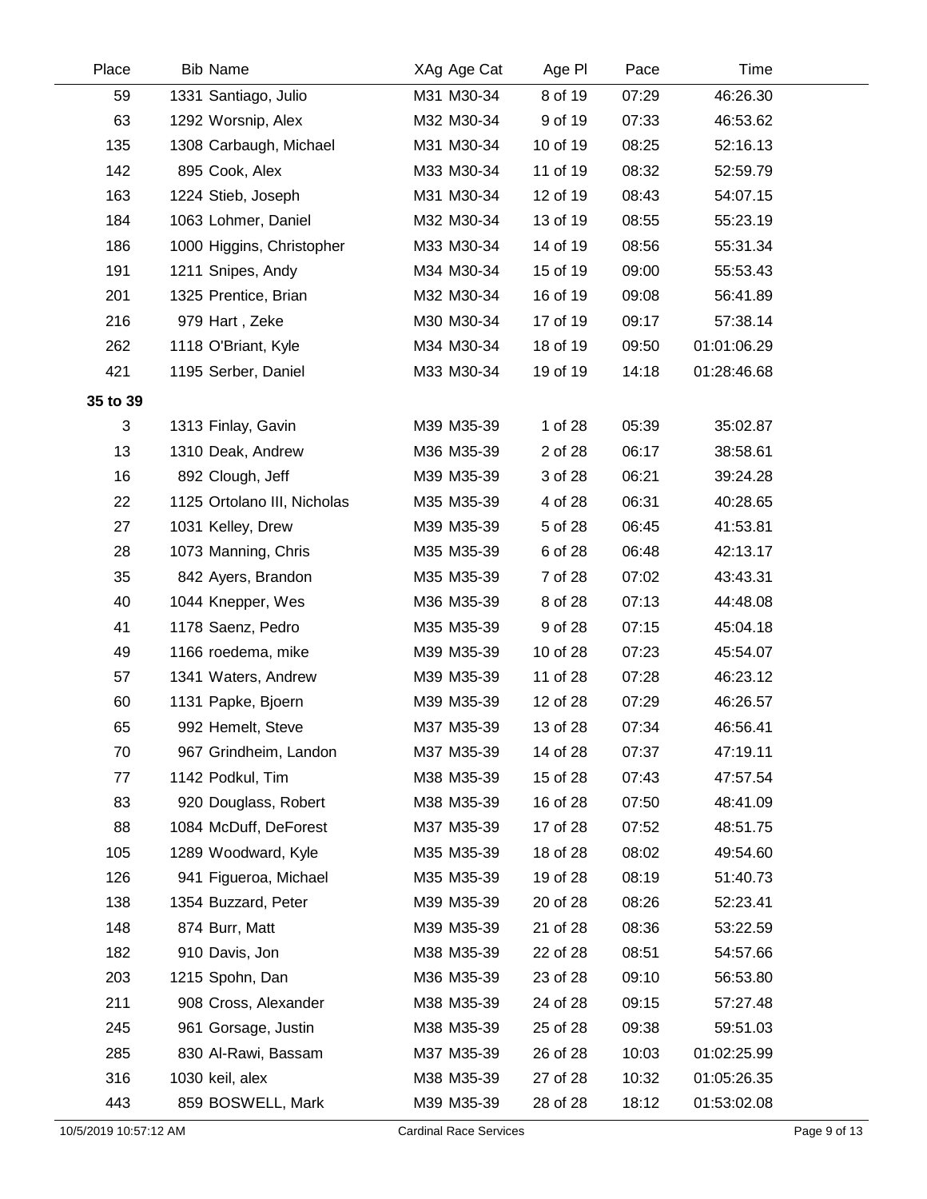| Place | Bib | Name | XAg | Age Cat | Age Pl | Pace | Time |
|---|---|---|---|---|---|---|---|
| 59 | 1331 | Santiago, Julio | M31 | M30-34 | 8 of 19 | 07:29 | 46:26.30 |
| 63 | 1292 | Worsnip, Alex | M32 | M30-34 | 9 of 19 | 07:33 | 46:53.62 |
| 135 | 1308 | Carbaugh, Michael | M31 | M30-34 | 10 of 19 | 08:25 | 52:16.13 |
| 142 | 895 | Cook, Alex | M33 | M30-34 | 11 of 19 | 08:32 | 52:59.79 |
| 163 | 1224 | Stieb, Joseph | M31 | M30-34 | 12 of 19 | 08:43 | 54:07.15 |
| 184 | 1063 | Lohmer, Daniel | M32 | M30-34 | 13 of 19 | 08:55 | 55:23.19 |
| 186 | 1000 | Higgins, Christopher | M33 | M30-34 | 14 of 19 | 08:56 | 55:31.34 |
| 191 | 1211 | Snipes, Andy | M34 | M30-34 | 15 of 19 | 09:00 | 55:53.43 |
| 201 | 1325 | Prentice, Brian | M32 | M30-34 | 16 of 19 | 09:08 | 56:41.89 |
| 216 | 979 | Hart , Zeke | M30 | M30-34 | 17 of 19 | 09:17 | 57:38.14 |
| 262 | 1118 | O'Briant, Kyle | M34 | M30-34 | 18 of 19 | 09:50 | 01:01:06.29 |
| 421 | 1195 | Serber, Daniel | M33 | M30-34 | 19 of 19 | 14:18 | 01:28:46.68 |
| **35 to 39** | | | | | | | |
| 3 | 1313 | Finlay, Gavin | M39 | M35-39 | 1 of 28 | 05:39 | 35:02.87 |
| 13 | 1310 | Deak, Andrew | M36 | M35-39 | 2 of 28 | 06:17 | 38:58.61 |
| 16 | 892 | Clough, Jeff | M39 | M35-39 | 3 of 28 | 06:21 | 39:24.28 |
| 22 | 1125 | Ortolano III, Nicholas | M35 | M35-39 | 4 of 28 | 06:31 | 40:28.65 |
| 27 | 1031 | Kelley, Drew | M39 | M35-39 | 5 of 28 | 06:45 | 41:53.81 |
| 28 | 1073 | Manning, Chris | M35 | M35-39 | 6 of 28 | 06:48 | 42:13.17 |
| 35 | 842 | Ayers, Brandon | M35 | M35-39 | 7 of 28 | 07:02 | 43:43.31 |
| 40 | 1044 | Knepper, Wes | M36 | M35-39 | 8 of 28 | 07:13 | 44:48.08 |
| 41 | 1178 | Saenz, Pedro | M35 | M35-39 | 9 of 28 | 07:15 | 45:04.18 |
| 49 | 1166 | roedema, mike | M39 | M35-39 | 10 of 28 | 07:23 | 45:54.07 |
| 57 | 1341 | Waters, Andrew | M39 | M35-39 | 11 of 28 | 07:28 | 46:23.12 |
| 60 | 1131 | Papke, Bjoern | M39 | M35-39 | 12 of 28 | 07:29 | 46:26.57 |
| 65 | 992 | Hemelt, Steve | M37 | M35-39 | 13 of 28 | 07:34 | 46:56.41 |
| 70 | 967 | Grindheim, Landon | M37 | M35-39 | 14 of 28 | 07:37 | 47:19.11 |
| 77 | 1142 | Podkul, Tim | M38 | M35-39 | 15 of 28 | 07:43 | 47:57.54 |
| 83 | 920 | Douglass, Robert | M38 | M35-39 | 16 of 28 | 07:50 | 48:41.09 |
| 88 | 1084 | McDuff, DeForest | M37 | M35-39 | 17 of 28 | 07:52 | 48:51.75 |
| 105 | 1289 | Woodward, Kyle | M35 | M35-39 | 18 of 28 | 08:02 | 49:54.60 |
| 126 | 941 | Figueroa, Michael | M35 | M35-39 | 19 of 28 | 08:19 | 51:40.73 |
| 138 | 1354 | Buzzard, Peter | M39 | M35-39 | 20 of 28 | 08:26 | 52:23.41 |
| 148 | 874 | Burr, Matt | M39 | M35-39 | 21 of 28 | 08:36 | 53:22.59 |
| 182 | 910 | Davis, Jon | M38 | M35-39 | 22 of 28 | 08:51 | 54:57.66 |
| 203 | 1215 | Spohn, Dan | M36 | M35-39 | 23 of 28 | 09:10 | 56:53.80 |
| 211 | 908 | Cross, Alexander | M38 | M35-39 | 24 of 28 | 09:15 | 57:27.48 |
| 245 | 961 | Gorsage, Justin | M38 | M35-39 | 25 of 28 | 09:38 | 59:51.03 |
| 285 | 830 | Al-Rawi, Bassam | M37 | M35-39 | 26 of 28 | 10:03 | 01:02:25.99 |
| 316 | 1030 | keil, alex | M38 | M35-39 | 27 of 28 | 10:32 | 01:05:26.35 |
| 443 | 859 | BOSWELL, Mark | M39 | M35-39 | 28 of 28 | 18:12 | 01:53:02.08 |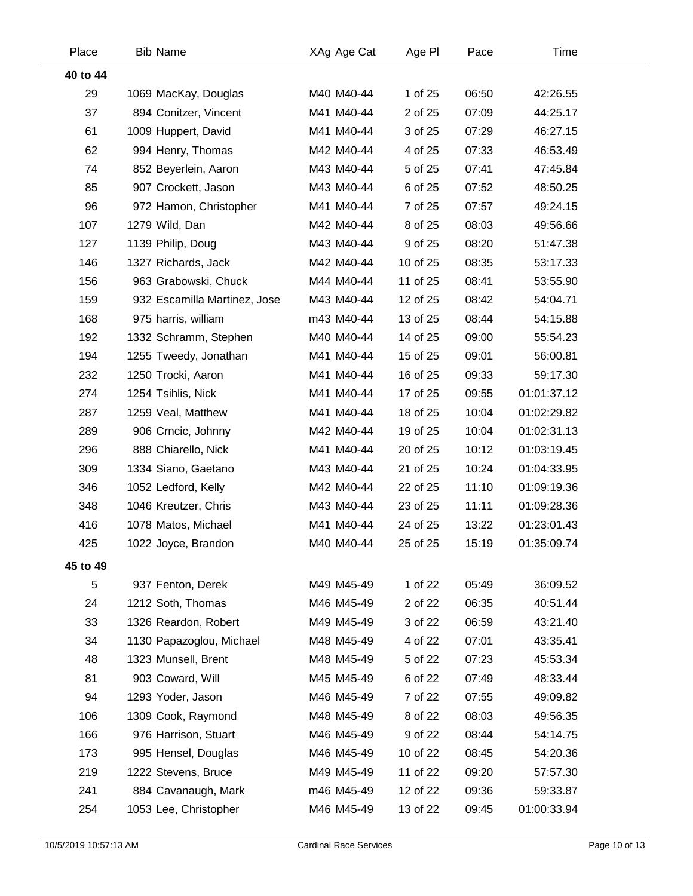| Place | Bib | Name | XAg | Age Cat | Age Pl | Pace | Time |
|---|---|---|---|---|---|---|---|
| **40 to 44** | | | | | | | |
| 29 | 1069 | MacKay, Douglas | M40 | M40-44 | 1 of 25 | 06:50 | 42:26.55 |
| 37 | 894 | Conitzer, Vincent | M41 | M40-44 | 2 of 25 | 07:09 | 44:25.17 |
| 61 | 1009 | Huppert, David | M41 | M40-44 | 3 of 25 | 07:29 | 46:27.15 |
| 62 | 994 | Henry, Thomas | M42 | M40-44 | 4 of 25 | 07:33 | 46:53.49 |
| 74 | 852 | Beyerlein, Aaron | M43 | M40-44 | 5 of 25 | 07:41 | 47:45.84 |
| 85 | 907 | Crockett, Jason | M43 | M40-44 | 6 of 25 | 07:52 | 48:50.25 |
| 96 | 972 | Hamon, Christopher | M41 | M40-44 | 7 of 25 | 07:57 | 49:24.15 |
| 107 | 1279 | Wild, Dan | M42 | M40-44 | 8 of 25 | 08:03 | 49:56.66 |
| 127 | 1139 | Philip, Doug | M43 | M40-44 | 9 of 25 | 08:20 | 51:47.38 |
| 146 | 1327 | Richards, Jack | M42 | M40-44 | 10 of 25 | 08:35 | 53:17.33 |
| 156 | 963 | Grabowski, Chuck | M44 | M40-44 | 11 of 25 | 08:41 | 53:55.90 |
| 159 | 932 | Escamilla Martinez, Jose | M43 | M40-44 | 12 of 25 | 08:42 | 54:04.71 |
| 168 | 975 | harris, william | m43 | M40-44 | 13 of 25 | 08:44 | 54:15.88 |
| 192 | 1332 | Schramm, Stephen | M40 | M40-44 | 14 of 25 | 09:00 | 55:54.23 |
| 194 | 1255 | Tweedy, Jonathan | M41 | M40-44 | 15 of 25 | 09:01 | 56:00.81 |
| 232 | 1250 | Trocki, Aaron | M41 | M40-44 | 16 of 25 | 09:33 | 59:17.30 |
| 274 | 1254 | Tsihlis, Nick | M41 | M40-44 | 17 of 25 | 09:55 | 01:01:37.12 |
| 287 | 1259 | Veal, Matthew | M41 | M40-44 | 18 of 25 | 10:04 | 01:02:29.82 |
| 289 | 906 | Crncic, Johnny | M42 | M40-44 | 19 of 25 | 10:04 | 01:02:31.13 |
| 296 | 888 | Chiarello, Nick | M41 | M40-44 | 20 of 25 | 10:12 | 01:03:19.45 |
| 309 | 1334 | Siano, Gaetano | M43 | M40-44 | 21 of 25 | 10:24 | 01:04:33.95 |
| 346 | 1052 | Ledford, Kelly | M42 | M40-44 | 22 of 25 | 11:10 | 01:09:19.36 |
| 348 | 1046 | Kreutzer, Chris | M43 | M40-44 | 23 of 25 | 11:11 | 01:09:28.36 |
| 416 | 1078 | Matos, Michael | M41 | M40-44 | 24 of 25 | 13:22 | 01:23:01.43 |
| 425 | 1022 | Joyce, Brandon | M40 | M40-44 | 25 of 25 | 15:19 | 01:35:09.74 |
| **45 to 49** | | | | | | | |
| 5 | 937 | Fenton, Derek | M49 | M45-49 | 1 of 22 | 05:49 | 36:09.52 |
| 24 | 1212 | Soth, Thomas | M46 | M45-49 | 2 of 22 | 06:35 | 40:51.44 |
| 33 | 1326 | Reardon, Robert | M49 | M45-49 | 3 of 22 | 06:59 | 43:21.40 |
| 34 | 1130 | Papazoglou, Michael | M48 | M45-49 | 4 of 22 | 07:01 | 43:35.41 |
| 48 | 1323 | Munsell, Brent | M48 | M45-49 | 5 of 22 | 07:23 | 45:53.34 |
| 81 | 903 | Coward, Will | M45 | M45-49 | 6 of 22 | 07:49 | 48:33.44 |
| 94 | 1293 | Yoder, Jason | M46 | M45-49 | 7 of 22 | 07:55 | 49:09.82 |
| 106 | 1309 | Cook, Raymond | M48 | M45-49 | 8 of 22 | 08:03 | 49:56.35 |
| 166 | 976 | Harrison, Stuart | M46 | M45-49 | 9 of 22 | 08:44 | 54:14.75 |
| 173 | 995 | Hensel, Douglas | M46 | M45-49 | 10 of 22 | 08:45 | 54:20.36 |
| 219 | 1222 | Stevens, Bruce | M49 | M45-49 | 11 of 22 | 09:20 | 57:57.30 |
| 241 | 884 | Cavanaugh, Mark | m46 | M45-49 | 12 of 22 | 09:36 | 59:33.87 |
| 254 | 1053 | Lee, Christopher | M46 | M45-49 | 13 of 22 | 09:45 | 01:00:33.94 |

10/5/2019 10:57:13 AM Cardinal Race Services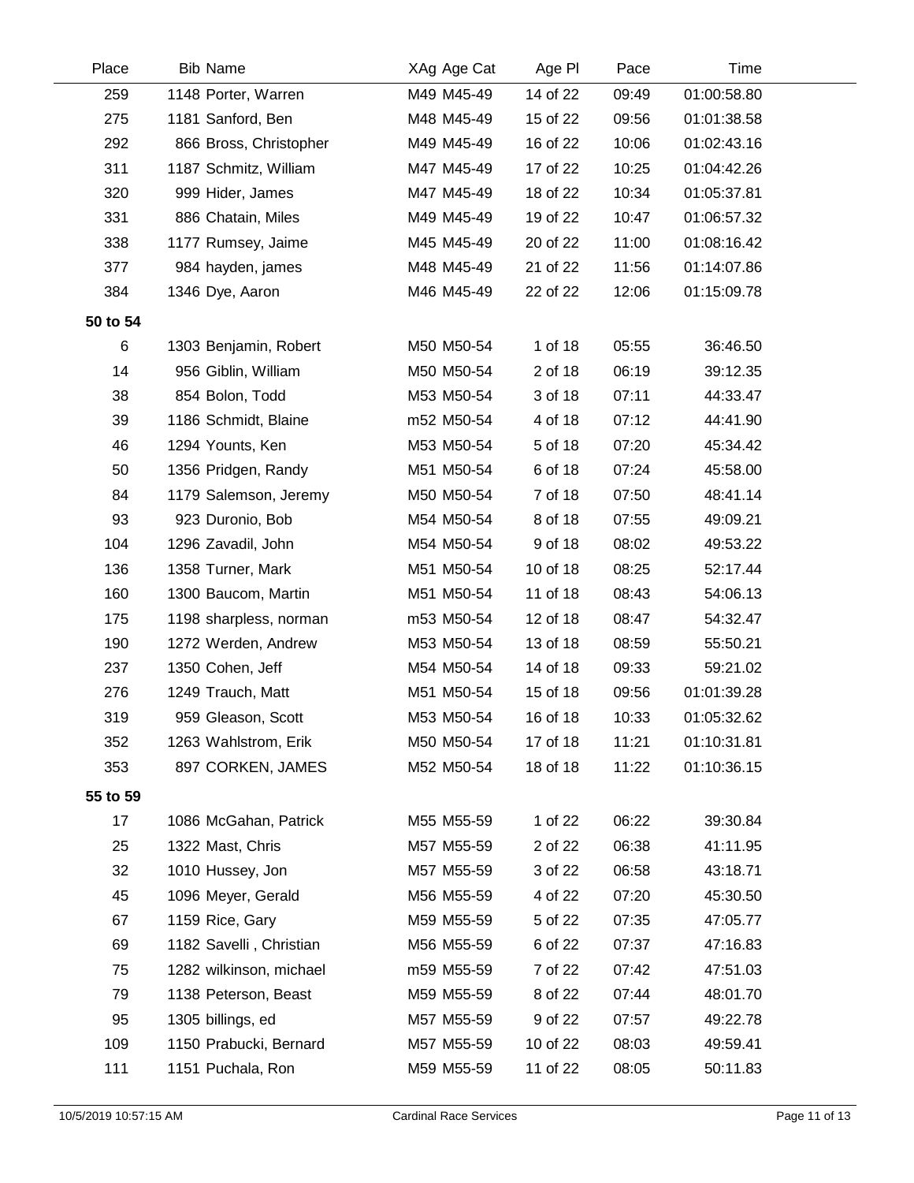| Place | Bib Name | XAg Age Cat | Age Pl | Pace | Time |
|---|---|---|---|---|---|
| 259 | 1148 Porter, Warren | M49 M45-49 | 14 of 22 | 09:49 | 01:00:58.80 |
| 275 | 1181 Sanford, Ben | M48 M45-49 | 15 of 22 | 09:56 | 01:01:38.58 |
| 292 | 866 Bross, Christopher | M49 M45-49 | 16 of 22 | 10:06 | 01:02:43.16 |
| 311 | 1187 Schmitz, William | M47 M45-49 | 17 of 22 | 10:25 | 01:04:42.26 |
| 320 | 999 Hider, James | M47 M45-49 | 18 of 22 | 10:34 | 01:05:37.81 |
| 331 | 886 Chatain, Miles | M49 M45-49 | 19 of 22 | 10:47 | 01:06:57.32 |
| 338 | 1177 Rumsey, Jaime | M45 M45-49 | 20 of 22 | 11:00 | 01:08:16.42 |
| 377 | 984 hayden, james | M48 M45-49 | 21 of 22 | 11:56 | 01:14:07.86 |
| 384 | 1346 Dye, Aaron | M46 M45-49 | 22 of 22 | 12:06 | 01:15:09.78 |
| **50 to 54** | | | | | |
| 6 | 1303 Benjamin, Robert | M50 M50-54 | 1 of 18 | 05:55 | 36:46.50 |
| 14 | 956 Giblin, William | M50 M50-54 | 2 of 18 | 06:19 | 39:12.35 |
| 38 | 854 Bolon, Todd | M53 M50-54 | 3 of 18 | 07:11 | 44:33.47 |
| 39 | 1186 Schmidt, Blaine | m52 M50-54 | 4 of 18 | 07:12 | 44:41.90 |
| 46 | 1294 Younts, Ken | M53 M50-54 | 5 of 18 | 07:20 | 45:34.42 |
| 50 | 1356 Pridgen, Randy | M51 M50-54 | 6 of 18 | 07:24 | 45:58.00 |
| 84 | 1179 Salemson, Jeremy | M50 M50-54 | 7 of 18 | 07:50 | 48:41.14 |
| 93 | 923 Duronio, Bob | M54 M50-54 | 8 of 18 | 07:55 | 49:09.21 |
| 104 | 1296 Zavadil, John | M54 M50-54 | 9 of 18 | 08:02 | 49:53.22 |
| 136 | 1358 Turner, Mark | M51 M50-54 | 10 of 18 | 08:25 | 52:17.44 |
| 160 | 1300 Baucom, Martin | M51 M50-54 | 11 of 18 | 08:43 | 54:06.13 |
| 175 | 1198 sharpless, norman | m53 M50-54 | 12 of 18 | 08:47 | 54:32.47 |
| 190 | 1272 Werden, Andrew | M53 M50-54 | 13 of 18 | 08:59 | 55:50.21 |
| 237 | 1350 Cohen, Jeff | M54 M50-54 | 14 of 18 | 09:33 | 59:21.02 |
| 276 | 1249 Trauch, Matt | M51 M50-54 | 15 of 18 | 09:56 | 01:01:39.28 |
| 319 | 959 Gleason, Scott | M53 M50-54 | 16 of 18 | 10:33 | 01:05:32.62 |
| 352 | 1263 Wahlstrom, Erik | M50 M50-54 | 17 of 18 | 11:21 | 01:10:31.81 |
| 353 | 897 CORKEN, JAMES | M52 M50-54 | 18 of 18 | 11:22 | 01:10:36.15 |
| **55 to 59** | | | | | |
| 17 | 1086 McGahan, Patrick | M55 M55-59 | 1 of 22 | 06:22 | 39:30.84 |
| 25 | 1322 Mast, Chris | M57 M55-59 | 2 of 22 | 06:38 | 41:11.95 |
| 32 | 1010 Hussey, Jon | M57 M55-59 | 3 of 22 | 06:58 | 43:18.71 |
| 45 | 1096 Meyer, Gerald | M56 M55-59 | 4 of 22 | 07:20 | 45:30.50 |
| 67 | 1159 Rice, Gary | M59 M55-59 | 5 of 22 | 07:35 | 47:05.77 |
| 69 | 1182 Savelli , Christian | M56 M55-59 | 6 of 22 | 07:37 | 47:16.83 |
| 75 | 1282 wilkinson, michael | m59 M55-59 | 7 of 22 | 07:42 | 47:51.03 |
| 79 | 1138 Peterson, Beast | M59 M55-59 | 8 of 22 | 07:44 | 48:01.70 |
| 95 | 1305 billings, ed | M57 M55-59 | 9 of 22 | 07:57 | 49:22.78 |
| 109 | 1150 Prabucki, Bernard | M57 M55-59 | 10 of 22 | 08:03 | 49:59.41 |
| 111 | 1151 Puchala, Ron | M59 M55-59 | 11 of 22 | 08:05 | 50:11.83 |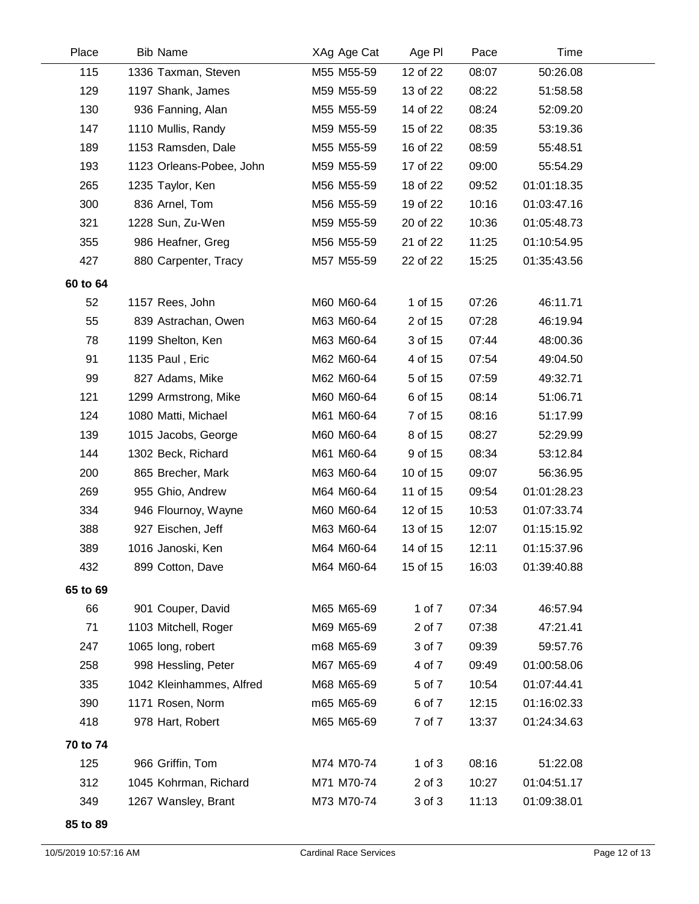| Place | Bib | Name | XAg | Age Cat | Age Pl | Pace | Time |
|---|---|---|---|---|---|---|---|
| 115 | 1336 | Taxman, Steven | M55 | M55-59 | 12 of 22 | 08:07 | 50:26.08 |
| 129 | 1197 | Shank, James | M59 | M55-59 | 13 of 22 | 08:22 | 51:58.58 |
| 130 | 936 | Fanning, Alan | M55 | M55-59 | 14 of 22 | 08:24 | 52:09.20 |
| 147 | 1110 | Mullis, Randy | M59 | M55-59 | 15 of 22 | 08:35 | 53:19.36 |
| 189 | 1153 | Ramsden, Dale | M55 | M55-59 | 16 of 22 | 08:59 | 55:48.51 |
| 193 | 1123 | Orleans-Pobee, John | M59 | M55-59 | 17 of 22 | 09:00 | 55:54.29 |
| 265 | 1235 | Taylor, Ken | M56 | M55-59 | 18 of 22 | 09:52 | 01:01:18.35 |
| 300 | 836 | Arnel, Tom | M56 | M55-59 | 19 of 22 | 10:16 | 01:03:47.16 |
| 321 | 1228 | Sun, Zu-Wen | M59 | M55-59 | 20 of 22 | 10:36 | 01:05:48.73 |
| 355 | 986 | Heafner, Greg | M56 | M55-59 | 21 of 22 | 11:25 | 01:10:54.95 |
| 427 | 880 | Carpenter, Tracy | M57 | M55-59 | 22 of 22 | 15:25 | 01:35:43.56 |
| **60 to 64** | | | | | | | |
| 52 | 1157 | Rees, John | M60 | M60-64 | 1 of 15 | 07:26 | 46:11.71 |
| 55 | 839 | Astrachan, Owen | M63 | M60-64 | 2 of 15 | 07:28 | 46:19.94 |
| 78 | 1199 | Shelton, Ken | M63 | M60-64 | 3 of 15 | 07:44 | 48:00.36 |
| 91 | 1135 | Paul , Eric | M62 | M60-64 | 4 of 15 | 07:54 | 49:04.50 |
| 99 | 827 | Adams, Mike | M62 | M60-64 | 5 of 15 | 07:59 | 49:32.71 |
| 121 | 1299 | Armstrong, Mike | M60 | M60-64 | 6 of 15 | 08:14 | 51:06.71 |
| 124 | 1080 | Matti, Michael | M61 | M60-64 | 7 of 15 | 08:16 | 51:17.99 |
| 139 | 1015 | Jacobs, George | M60 | M60-64 | 8 of 15 | 08:27 | 52:29.99 |
| 144 | 1302 | Beck, Richard | M61 | M60-64 | 9 of 15 | 08:34 | 53:12.84 |
| 200 | 865 | Brecher, Mark | M63 | M60-64 | 10 of 15 | 09:07 | 56:36.95 |
| 269 | 955 | Ghio, Andrew | M64 | M60-64 | 11 of 15 | 09:54 | 01:01:28.23 |
| 334 | 946 | Flournoy, Wayne | M60 | M60-64 | 12 of 15 | 10:53 | 01:07:33.74 |
| 388 | 927 | Eischen, Jeff | M63 | M60-64 | 13 of 15 | 12:07 | 01:15:15.92 |
| 389 | 1016 | Janoski, Ken | M64 | M60-64 | 14 of 15 | 12:11 | 01:15:37.96 |
| 432 | 899 | Cotton, Dave | M64 | M60-64 | 15 of 15 | 16:03 | 01:39:40.88 |
| **65 to 69** | | | | | | | |
| 66 | 901 | Couper, David | M65 | M65-69 | 1 of 7 | 07:34 | 46:57.94 |
| 71 | 1103 | Mitchell, Roger | M69 | M65-69 | 2 of 7 | 07:38 | 47:21.41 |
| 247 | 1065 | long, robert | m68 | M65-69 | 3 of 7 | 09:39 | 59:57.76 |
| 258 | 998 | Hessling, Peter | M67 | M65-69 | 4 of 7 | 09:49 | 01:00:58.06 |
| 335 | 1042 | Kleinhammes, Alfred | M68 | M65-69 | 5 of 7 | 10:54 | 01:07:44.41 |
| 390 | 1171 | Rosen, Norm | m65 | M65-69 | 6 of 7 | 12:15 | 01:16:02.33 |
| 418 | 978 | Hart, Robert | M65 | M65-69 | 7 of 7 | 13:37 | 01:24:34.63 |
| **70 to 74** | | | | | | | |
| 125 | 966 | Griffin, Tom | M74 | M70-74 | 1 of 3 | 08:16 | 51:22.08 |
| 312 | 1045 | Kohrman, Richard | M71 | M70-74 | 2 of 3 | 10:27 | 01:04:51.17 |
| 349 | 1267 | Wansley, Brant | M73 | M70-74 | 3 of 3 | 11:13 | 01:09:38.01 |
| **85 to 89** | | | | | | | |

10/5/2019 10:57:16 AM    Cardinal Race Services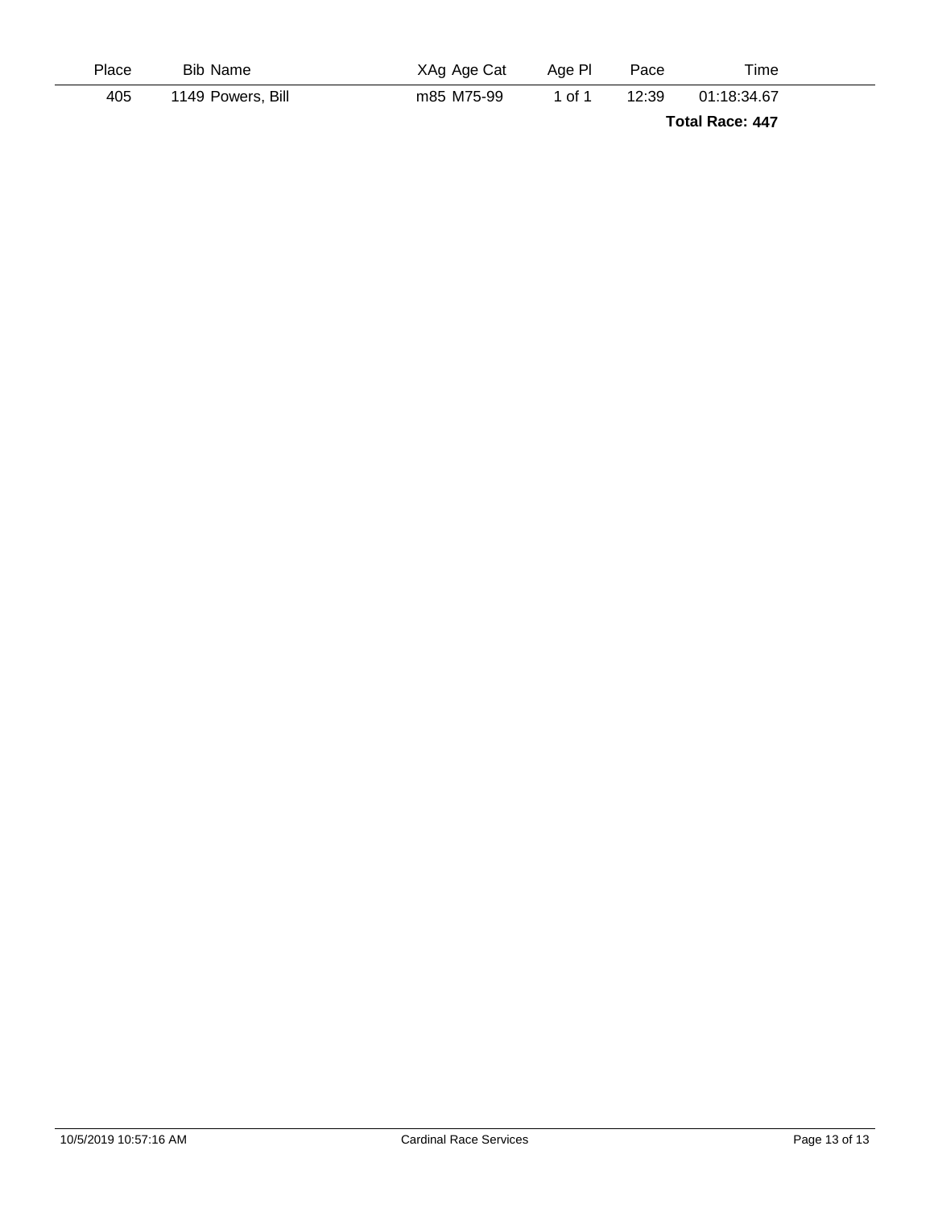| Place | Bib | Name | XAg | Age Cat | Age Pl | Pace | Time |
|---|---|---|---|---|---|---|---|
| 405 | 1149 | Powers, Bill | m85 | M75-99 | 1 of 1 | 12:39 | 01:18:34.67 |

**Total Race: 447**